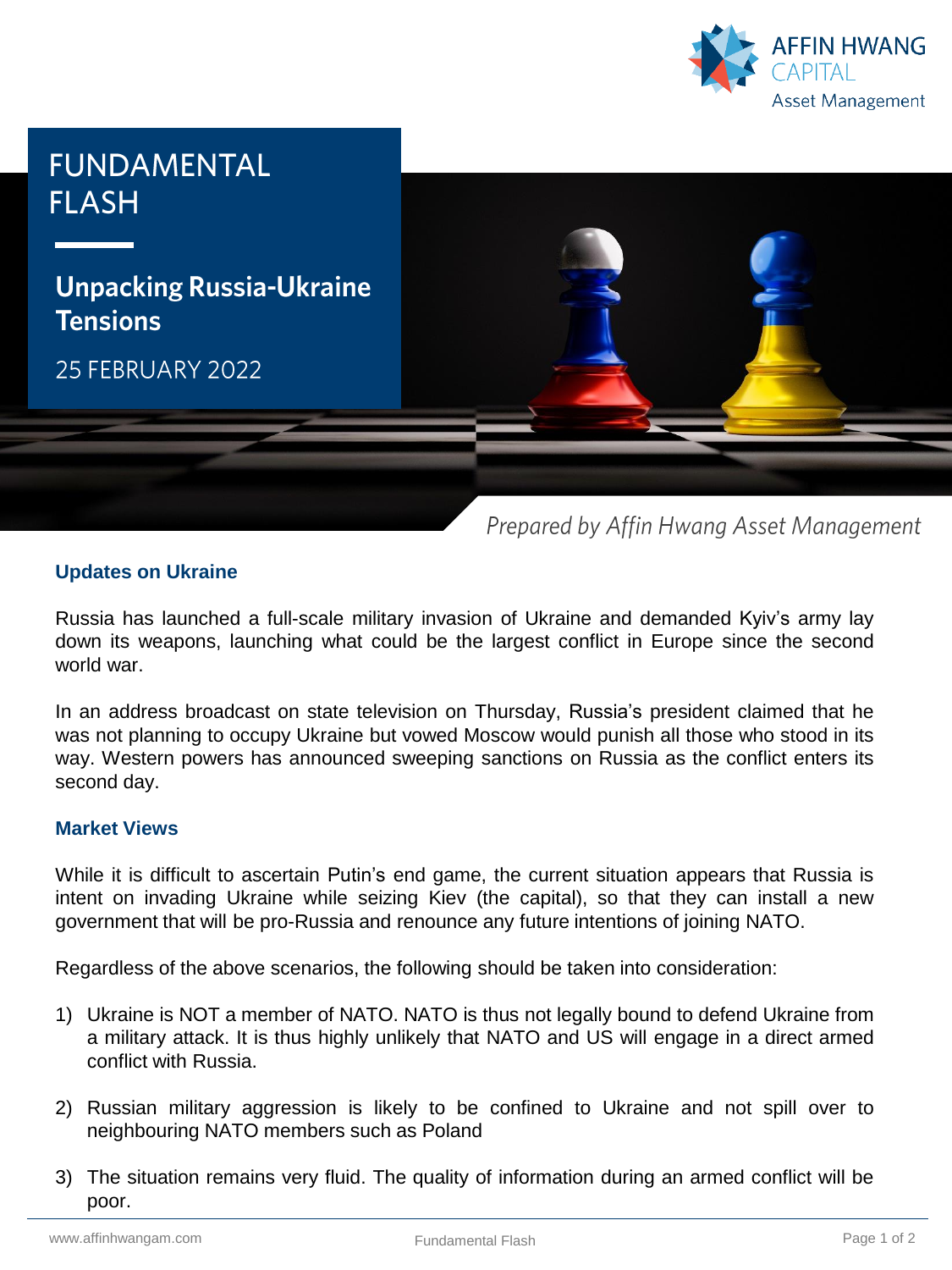AFFIN HWANG CAPITAL Asset Management

# FUNDAMENTAL FLASH

## Unpacking Russia-Ukraine Tensions

25 FEBRUARY 2022

*Prepared by Affin Hwang Asset Management*

### Updates on Ukraine

Russia has launched a full-scale military invasion of Ukraine and demanded Kyiv's army lay down its weapons, launching what could be the largest conflict in Europe since the second world war.

In an address broadcast on state television on Thursday, Russia's president claimed that he was not planning to occupy Ukraine but vowed Moscow would punish all those who stood in its way. Western powers has announced sweeping sanctions on Russia as the conflict enters its second day.

### Market Views

While it is difficult to ascertain Putin's end game, the current situation appears that Russia is intent on invading Ukraine while seizing Kiev (the capital), so that they can install a new government that will be pro-Russia and renounce any future intentions of joining NATO.

Regardless of the above scenarios, the following should be taken into consideration:

1) Ukraine is NOT a member of NATO. NATO is thus not legally bound to defend Ukraine from a military attack. It is thus highly unlikely that NATO and US will engage in a direct armed conflict with Russia.

2) Russian military aggression is likely to be confined to Ukraine and not spill over to neighbouring NATO members such as Poland

3) The situation remains very fluid. The quality of information during an armed conflict will be poor.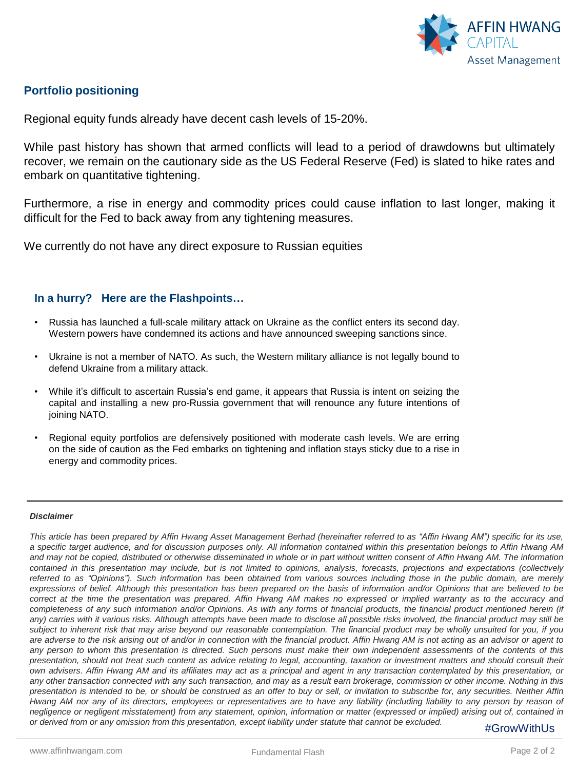## Portfolio positioning

Regional equity funds already have decent cash levels of 15-20%.

While past history has shown that armed conflicts will lead to a period of drawdowns but ultimately recover, we remain on the cautionary side as the US Federal Reserve (Fed) is slated to hike rates and embark on quantitative tightening.

Furthermore, a rise in energy and commodity prices could cause inflation to last longer, making it difficult for the Fed to back away from any tightening measures.

We currently do not have any direct exposure to Russian equities

### In a hurry? Here are the Flashpoints…

- Russia has launched a full-scale military attack on Ukraine as the conflict enters its second day. Western powers have condemned its actions and have announced sweeping sanctions since.
- Ukraine is not a member of NATO. As such, the Western military alliance is not legally bound to defend Ukraine from a military attack.
- While it's difficult to ascertain Russia's end game, it appears that Russia is intent on seizing the capital and installing a new pro-Russia government that will renounce any future intentions of joining NATO.
- Regional equity portfolios are defensively positioned with moderate cash levels. We are erring on the side of caution as the Fed embarks on tightening and inflation stays sticky due to a rise in energy and commodity prices.

---

***Disclaimer***

*This article has been prepared by Affin Hwang Asset Management Berhad (hereinafter referred to as "Affin Hwang AM") specific for its use, a specific target audience, and for discussion purposes only. All information contained within this presentation belongs to Affin Hwang AM and may not be copied, distributed or otherwise disseminated in whole or in part without written consent of Affin Hwang AM. The information contained in this presentation may include, but is not limited to opinions, analysis, forecasts, projections and expectations (collectively referred to as "Opinions"). Such information has been obtained from various sources including those in the public domain, are merely expressions of belief. Although this presentation has been prepared on the basis of information and/or Opinions that are believed to be correct at the time the presentation was prepared, Affin Hwang AM makes no expressed or implied warranty as to the accuracy and completeness of any such information and/or Opinions. As with any forms of financial products, the financial product mentioned herein (if any) carries with it various risks. Although attempts have been made to disclose all possible risks involved, the financial product may still be subject to inherent risk that may arise beyond our reasonable contemplation. The financial product may be wholly unsuited for you, if you are adverse to the risk arising out of and/or in connection with the financial product. Affin Hwang AM is not acting as an advisor or agent to any person to whom this presentation is directed. Such persons must make their own independent assessments of the contents of this presentation, should not treat such content as advice relating to legal, accounting, taxation or investment matters and should consult their own advisers. Affin Hwang AM and its affiliates may act as a principal and agent in any transaction contemplated by this presentation, or any other transaction connected with any such transaction, and may as a result earn brokerage, commission or other income. Nothing in this presentation is intended to be, or should be construed as an offer to buy or sell, or invitation to subscribe for, any securities. Neither Affin Hwang AM nor any of its directors, employees or representatives are to have any liability (including liability to any person by reason of negligence or negligent misstatement) from any statement, opinion, information or matter (expressed or implied) arising out of, contained in or derived from or any omission from this presentation, except liability under statute that cannot be excluded.*

#GrowWithUs